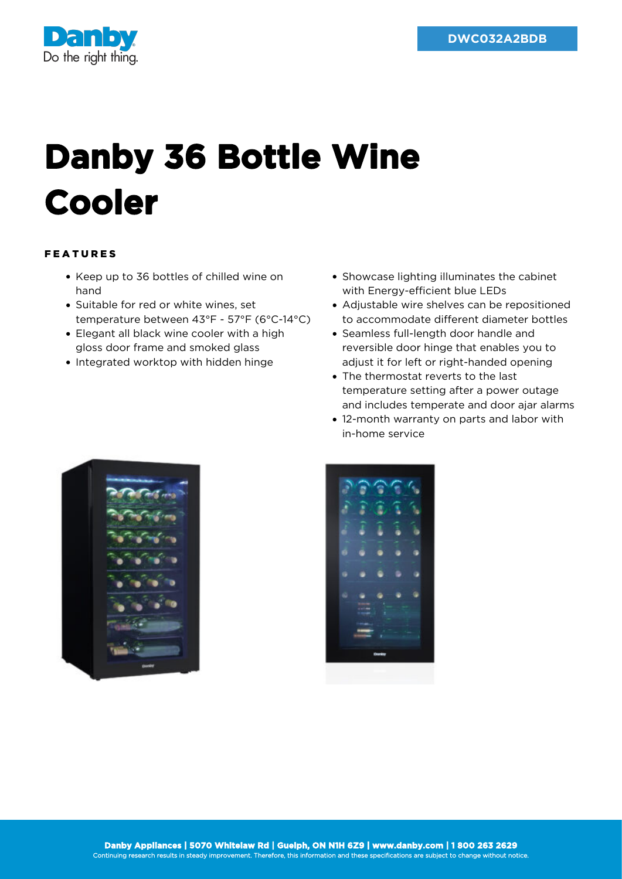DWC032A2BDB

# Danby 36 Bottle Wine Cooler

## FEATURES

- Keep up to 36 bottles of chilled wine on hand
- Suitable for red or white wines, set temperature between 43°F - 57°F (6°C-14°C)
- Elegant all black wine cooler with a high gloss door frame and smoked glass
- Integrated worktop with hidden hinge
- Showcase lighting illuminates the cabinet with Energy-efficient blue LEDs
- Adjustable wire shelves can be repositioned to accommodate different diameter bottles
- Seamless full-length door handle and reversible door hinge that enables you to adjust it for left or right-handed opening
- The thermostat reverts to the last temperature setting after a power outage and includes temperate and door ajar alarms
- 12-month warranty on parts and labor with in-home service

**Danby Appliances | 5070 Whitelaw Rd | Guelph, ON N1H 6Z9 | www.danby.com | 1 800 263 2629**
Continuing research results in steady improvement. Therefore, this information and these specifications are subject to change without notice.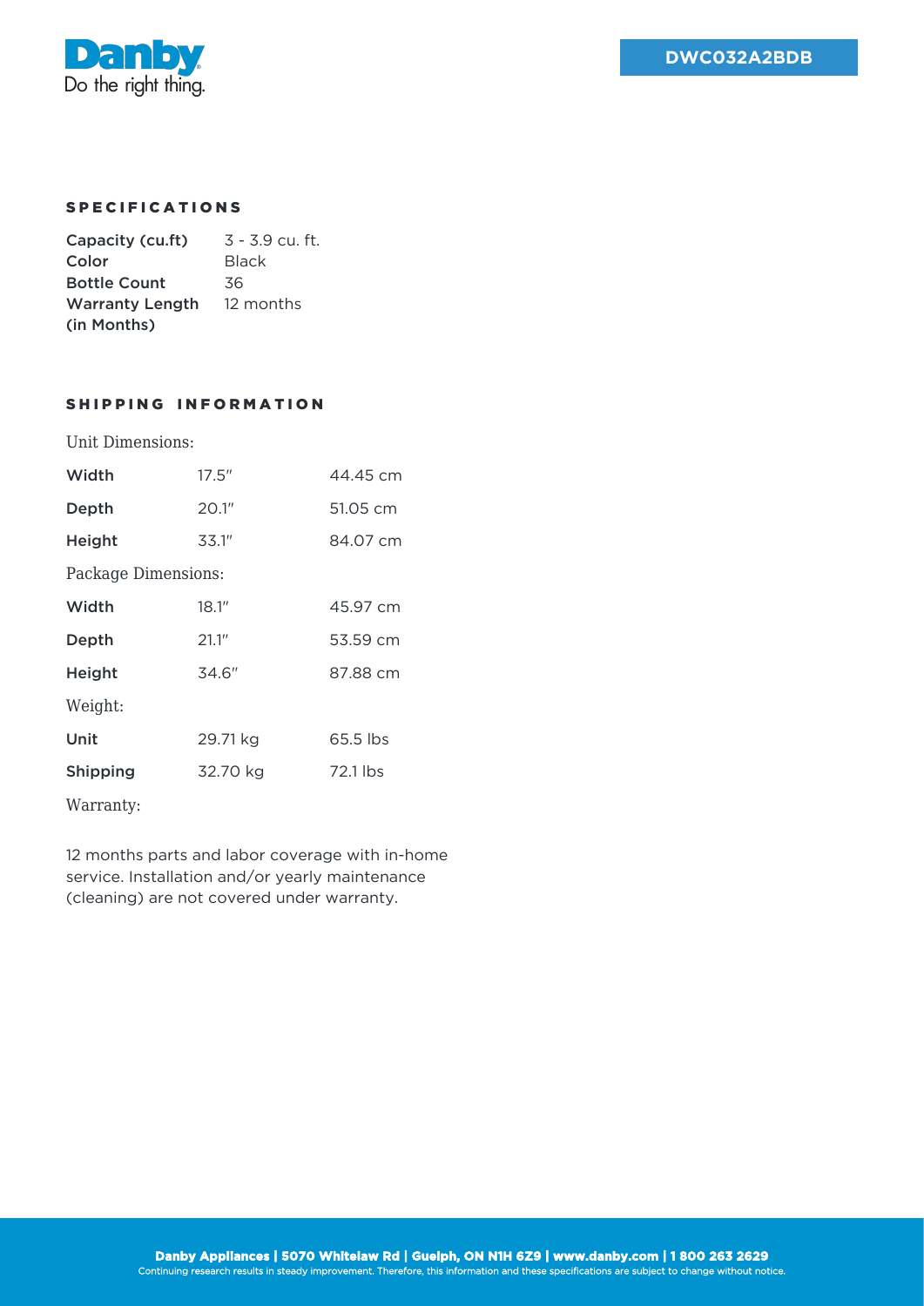DWC032A2BDB

## SPECIFICATIONS

| | |
|---|---|
| **Capacity (cu.ft)** | 3 - 3.9 cu. ft. |
| **Color** | Black |
| **Bottle Count** | 36 |
| **Warranty Length (in Months)** | 12 months |

## SHIPPING INFORMATION

Unit Dimensions:

| | | |
|---|---|---|
| **Width** | 17.5" | 44.45 cm |
| **Depth** | 20.1" | 51.05 cm |
| **Height** | 33.1" | 84.07 cm |

Package Dimensions:

| | | |
|---|---|---|
| **Width** | 18.1" | 45.97 cm |
| **Depth** | 21.1" | 53.59 cm |
| **Height** | 34.6" | 87.88 cm |

Weight:

| | | |
|---|---|---|
| **Unit** | 29.71 kg | 65.5 lbs |
| **Shipping** | 32.70 kg | 72.1 lbs |

Warranty:

12 months parts and labor coverage with in-home service. Installation and/or yearly maintenance (cleaning) are not covered under warranty.